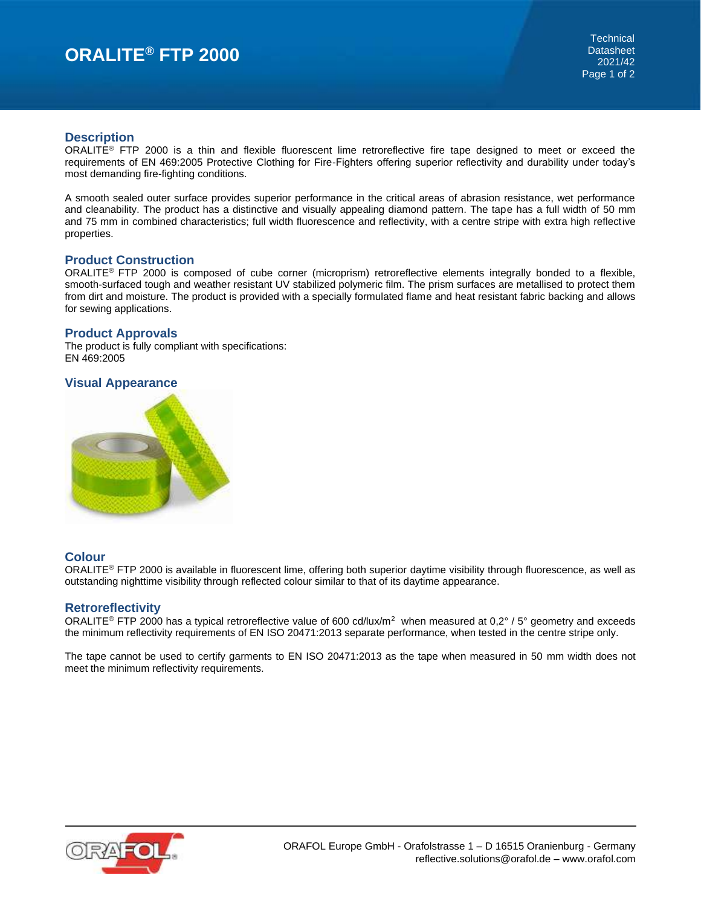# ORALITE® FTP 2000

Technical Datasheet 2021/42

## Description

ORALITE® FTP 2000 is a thin and flexible fluorescent lime retroreflective fire tape designed to meet or exceed the requirements of EN 469:2005 Protective Clothing for Fire-Fighters offering superior reflectivity and durability under today's most demanding fire-fighting conditions.

A smooth sealed outer surface provides superior performance in the critical areas of abrasion resistance, wet performance and cleanability. The product has a distinctive and visually appealing diamond pattern. The tape has a full width of 50 mm and 75 mm in combined characteristics; full width fluorescence and reflectivity, with a centre stripe with extra high reflective properties.

## Product Construction

ORALITE® FTP 2000 is composed of cube corner (microprism) retroreflective elements integrally bonded to a flexible, smooth-surfaced tough and weather resistant UV stabilized polymeric film. The prism surfaces are metallised to protect them from dirt and moisture. The product is provided with a specially formulated flame and heat resistant fabric backing and allows for sewing applications.

## Product Approvals

The product is fully compliant with specifications:
EN 469:2005

## Visual Appearance

## Colour

ORALITE® FTP 2000 is available in fluorescent lime, offering both superior daytime visibility through fluorescence, as well as outstanding nighttime visibility through reflected colour similar to that of its daytime appearance.

## Retroreflectivity

ORALITE® FTP 2000 has a typical retroreflective value of 600 cd/lux/m$^2$ when measured at 0,2° / 5° geometry and exceeds the minimum reflectivity requirements of EN ISO 20471:2013 separate performance, when tested in the centre stripe only.

The tape cannot be used to certify garments to EN ISO 20471:2013 as the tape when measured in 50 mm width does not meet the minimum reflectivity requirements.

ORAFOL Europe GmbH - Orafolstrasse 1 – D 16515 Oranienburg - Germany
reflective.solutions@orafol.de – www.orafol.com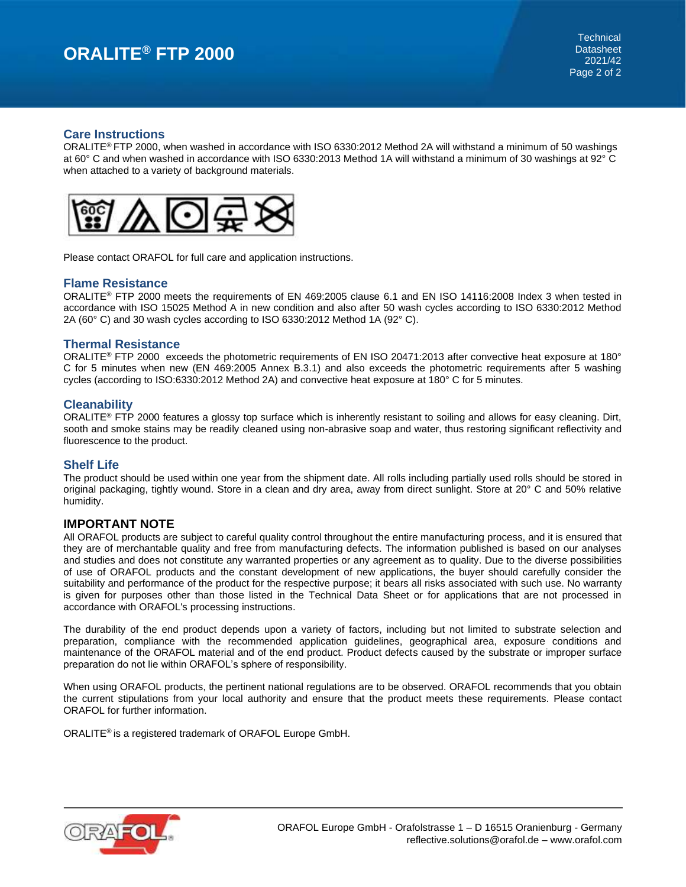## Care Instructions

ORALITE® FTP 2000, when washed in accordance with ISO 6330:2012 Method 2A will withstand a minimum of 50 washings at 60° C and when washed in accordance with ISO 6330:2013 Method 1A will withstand a minimum of 30 washings at 92° C when attached to a variety of background materials.

Please contact ORAFOL for full care and application instructions.

## Flame Resistance

ORALITE® FTP 2000 meets the requirements of EN 469:2005 clause 6.1 and EN ISO 14116:2008 Index 3 when tested in accordance with ISO 15025 Method A in new condition and also after 50 wash cycles according to ISO 6330:2012 Method 2A (60° C) and 30 wash cycles according to ISO 6330:2012 Method 1A (92° C).

## Thermal Resistance

ORALITE® FTP 2000 exceeds the photometric requirements of EN ISO 20471:2013 after convective heat exposure at 180° C for 5 minutes when new (EN 469:2005 Annex B.3.1) and also exceeds the photometric requirements after 5 washing cycles (according to ISO:6330:2012 Method 2A) and convective heat exposure at 180° C for 5 minutes.

## Cleanability

ORALITE® FTP 2000 features a glossy top surface which is inherently resistant to soiling and allows for easy cleaning. Dirt, sooth and smoke stains may be readily cleaned using non-abrasive soap and water, thus restoring significant reflectivity and fluorescence to the product.

## Shelf Life

The product should be used within one year from the shipment date. All rolls including partially used rolls should be stored in original packaging, tightly wound. Store in a clean and dry area, away from direct sunlight. Store at 20° C and 50% relative humidity.

## IMPORTANT NOTE

All ORAFOL products are subject to careful quality control throughout the entire manufacturing process, and it is ensured that they are of merchantable quality and free from manufacturing defects. The information published is based on our analyses and studies and does not constitute any warranted properties or any agreement as to quality. Due to the diverse possibilities of use of ORAFOL products and the constant development of new applications, the buyer should carefully consider the suitability and performance of the product for the respective purpose; it bears all risks associated with such use. No warranty is given for purposes other than those listed in the Technical Data Sheet or for applications that are not processed in accordance with ORAFOL's processing instructions.

The durability of the end product depends upon a variety of factors, including but not limited to substrate selection and preparation, compliance with the recommended application guidelines, geographical area, exposure conditions and maintenance of the ORAFOL material and of the end product. Product defects caused by the substrate or improper surface preparation do not lie within ORAFOL's sphere of responsibility.

When using ORAFOL products, the pertinent national regulations are to be observed. ORAFOL recommends that you obtain the current stipulations from your local authority and ensure that the product meets these requirements. Please contact ORAFOL for further information.

ORALITE® is a registered trademark of ORAFOL Europe GmbH.

ORAFOL Europe GmbH - Orafolstrasse 1 – D 16515 Oranienburg - Germany
reflective.solutions@orafol.de – www.orafol.com